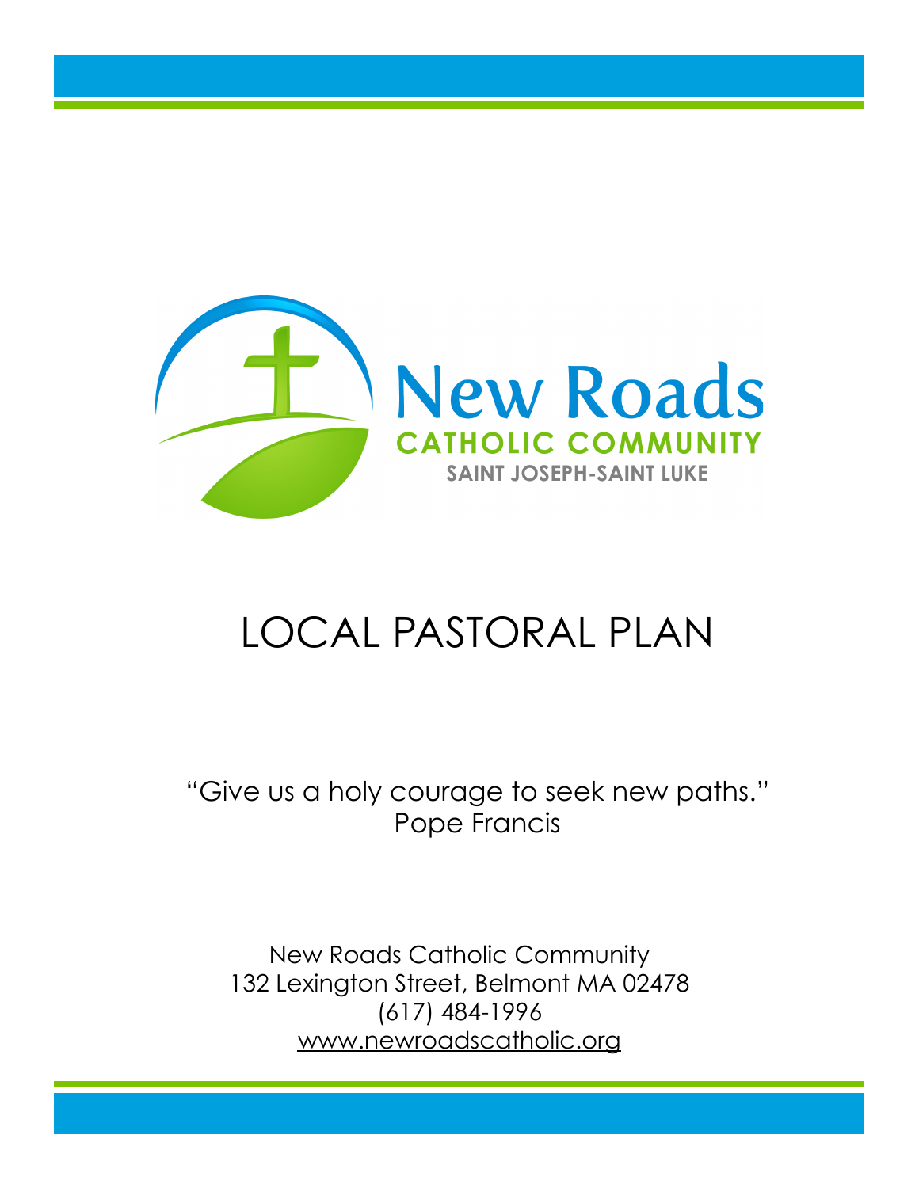New Roads

CATHOLIC COMMUNITY

SAINT JOSEPH-SAINT LUKE

# LOCAL PASTORAL PLAN

"Give us a holy courage to seek new paths."
Pope Francis

New Roads Catholic Community
132 Lexington Street, Belmont MA 02478
(617) 484-1996
www.newroadscatholic.org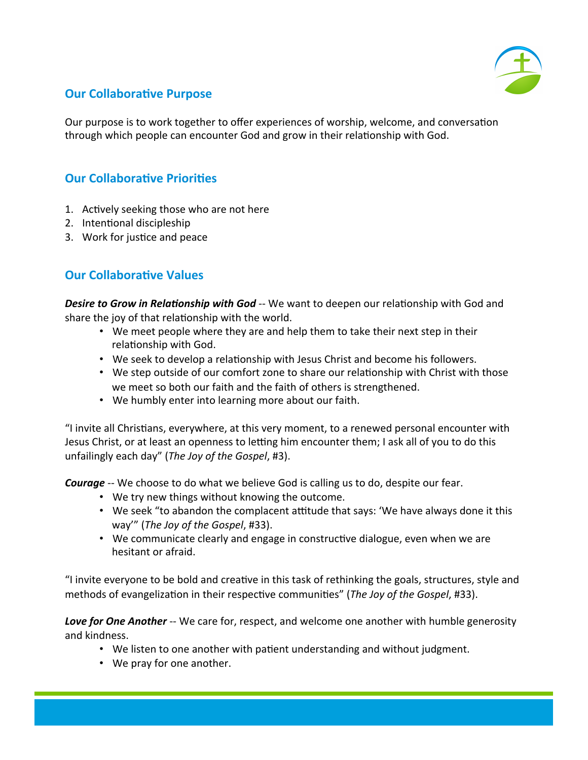## Our Collaborative Purpose

Our purpose is to work together to offer experiences of worship, welcome, and conversation through which people can encounter God and grow in their relationship with God.

## Our Collaborative Priorities

1. Actively seeking those who are not here
2. Intentional discipleship
3. Work for justice and peace

## Our Collaborative Values

***Desire to Grow in Relationship with God*** -- We want to deepen our relationship with God and share the joy of that relationship with the world.

- We meet people where they are and help them to take their next step in their relationship with God.
- We seek to develop a relationship with Jesus Christ and become his followers.
- We step outside of our comfort zone to share our relationship with Christ with those we meet so both our faith and the faith of others is strengthened.
- We humbly enter into learning more about our faith.

"I invite all Christians, everywhere, at this very moment, to a renewed personal encounter with Jesus Christ, or at least an openness to letting him encounter them; I ask all of you to do this unfailingly each day" (*The Joy of the Gospel*, #3).

***Courage*** -- We choose to do what we believe God is calling us to do, despite our fear.

- We try new things without knowing the outcome.
- We seek "to abandon the complacent attitude that says: 'We have always done it this way'" (*The Joy of the Gospel*, #33).
- We communicate clearly and engage in constructive dialogue, even when we are hesitant or afraid.

"I invite everyone to be bold and creative in this task of rethinking the goals, structures, style and methods of evangelization in their respective communities" (*The Joy of the Gospel*, #33).

***Love for One Another*** -- We care for, respect, and welcome one another with humble generosity and kindness.

- We listen to one another with patient understanding and without judgment.
- We pray for one another.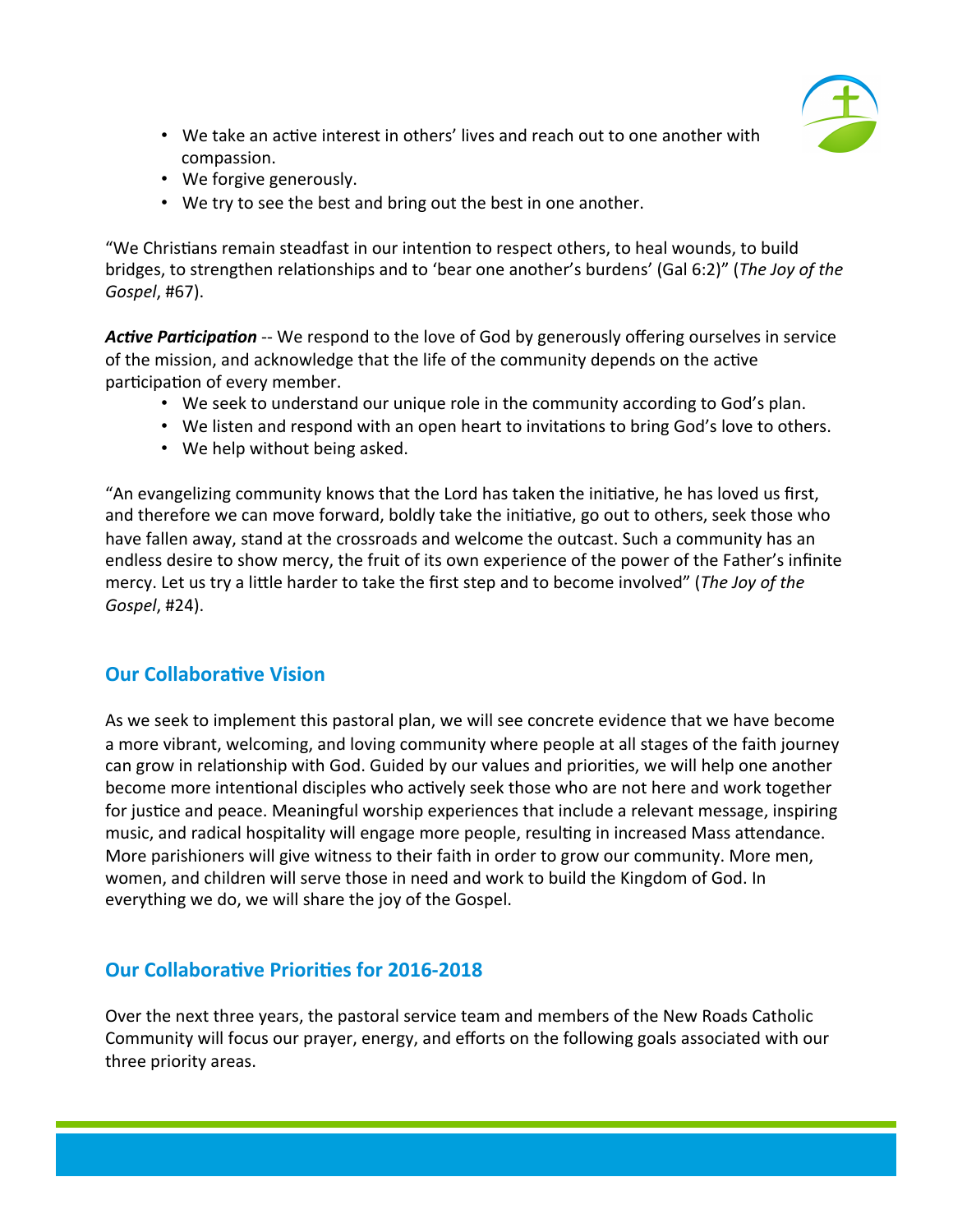- We take an active interest in others' lives and reach out to one another with compassion.
- We forgive generously.
- We try to see the best and bring out the best in one another.

"We Christians remain steadfast in our intention to respect others, to heal wounds, to build bridges, to strengthen relationships and to 'bear one another's burdens' (Gal 6:2)" (*The Joy of the Gospel*, #67).

***Active Participation*** -- We respond to the love of God by generously offering ourselves in service of the mission, and acknowledge that the life of the community depends on the active participation of every member.

- We seek to understand our unique role in the community according to God's plan.
- We listen and respond with an open heart to invitations to bring God's love to others.
- We help without being asked.

"An evangelizing community knows that the Lord has taken the initiative, he has loved us first, and therefore we can move forward, boldly take the initiative, go out to others, seek those who have fallen away, stand at the crossroads and welcome the outcast. Such a community has an endless desire to show mercy, the fruit of its own experience of the power of the Father's infinite mercy. Let us try a little harder to take the first step and to become involved" (*The Joy of the Gospel*, #24).

## Our Collaborative Vision

As we seek to implement this pastoral plan, we will see concrete evidence that we have become a more vibrant, welcoming, and loving community where people at all stages of the faith journey can grow in relationship with God. Guided by our values and priorities, we will help one another become more intentional disciples who actively seek those who are not here and work together for justice and peace. Meaningful worship experiences that include a relevant message, inspiring music, and radical hospitality will engage more people, resulting in increased Mass attendance. More parishioners will give witness to their faith in order to grow our community. More men, women, and children will serve those in need and work to build the Kingdom of God. In everything we do, we will share the joy of the Gospel.

## Our Collaborative Priorities for 2016-2018

Over the next three years, the pastoral service team and members of the New Roads Catholic Community will focus our prayer, energy, and efforts on the following goals associated with our three priority areas.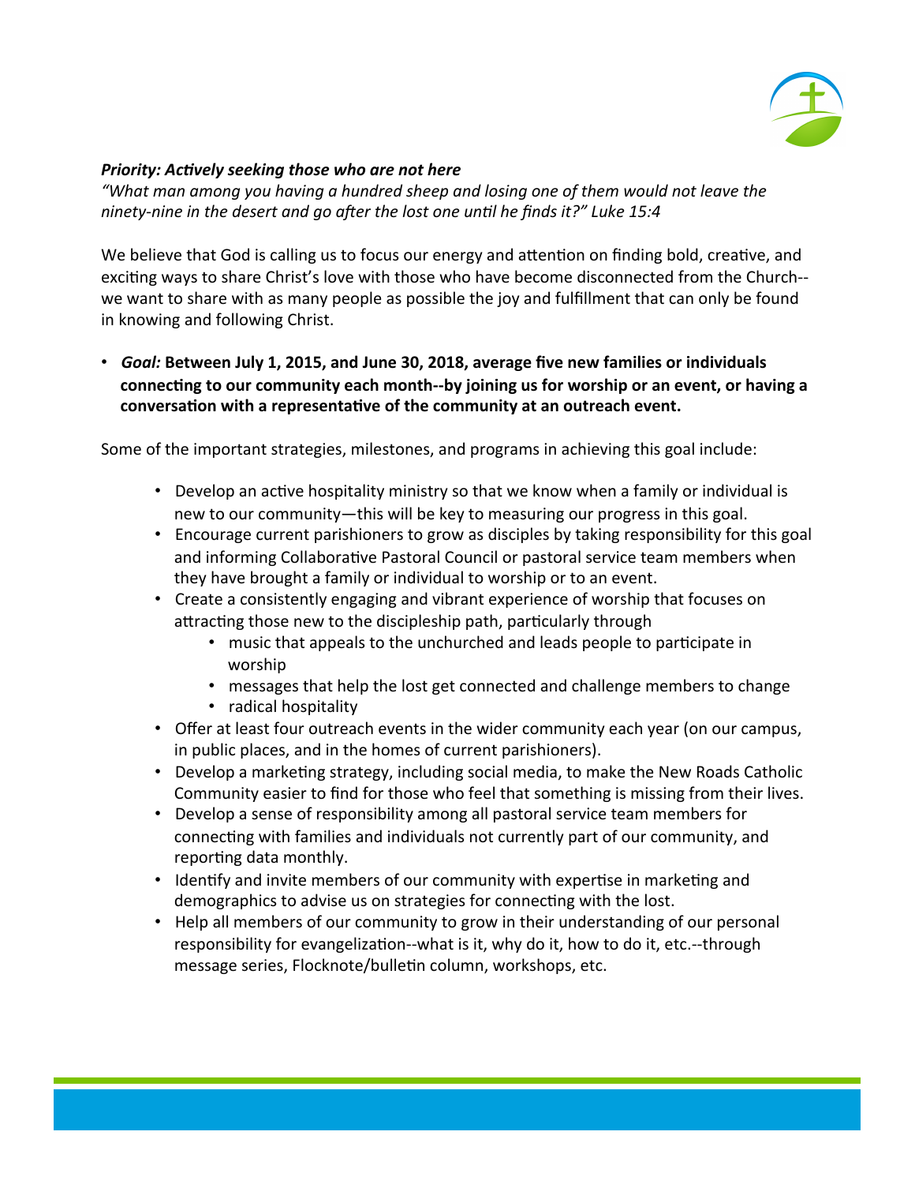***Priority: Actively seeking those who are not here***

*"What man among you having a hundred sheep and losing one of them would not leave the ninety-nine in the desert and go after the lost one until he finds it?" Luke 15:4*

We believe that God is calling us to focus our energy and attention on finding bold, creative, and exciting ways to share Christ's love with those who have become disconnected from the Church--we want to share with as many people as possible the joy and fulfillment that can only be found in knowing and following Christ.

- ***Goal:* Between July 1, 2015, and June 30, 2018, average five new families or individuals connecting to our community each month--by joining us for worship or an event, or having a conversation with a representative of the community at an outreach event.**

Some of the important strategies, milestones, and programs in achieving this goal include:

- Develop an active hospitality ministry so that we know when a family or individual is new to our community—this will be key to measuring our progress in this goal.
- Encourage current parishioners to grow as disciples by taking responsibility for this goal and informing Collaborative Pastoral Council or pastoral service team members when they have brought a family or individual to worship or to an event.
- Create a consistently engaging and vibrant experience of worship that focuses on attracting those new to the discipleship path, particularly through
  - music that appeals to the unchurched and leads people to participate in worship
  - messages that help the lost get connected and challenge members to change
  - radical hospitality
- Offer at least four outreach events in the wider community each year (on our campus, in public places, and in the homes of current parishioners).
- Develop a marketing strategy, including social media, to make the New Roads Catholic Community easier to find for those who feel that something is missing from their lives.
- Develop a sense of responsibility among all pastoral service team members for connecting with families and individuals not currently part of our community, and reporting data monthly.
- Identify and invite members of our community with expertise in marketing and demographics to advise us on strategies for connecting with the lost.
- Help all members of our community to grow in their understanding of our personal responsibility for evangelization--what is it, why do it, how to do it, etc.--through message series, Flocknote/bulletin column, workshops, etc.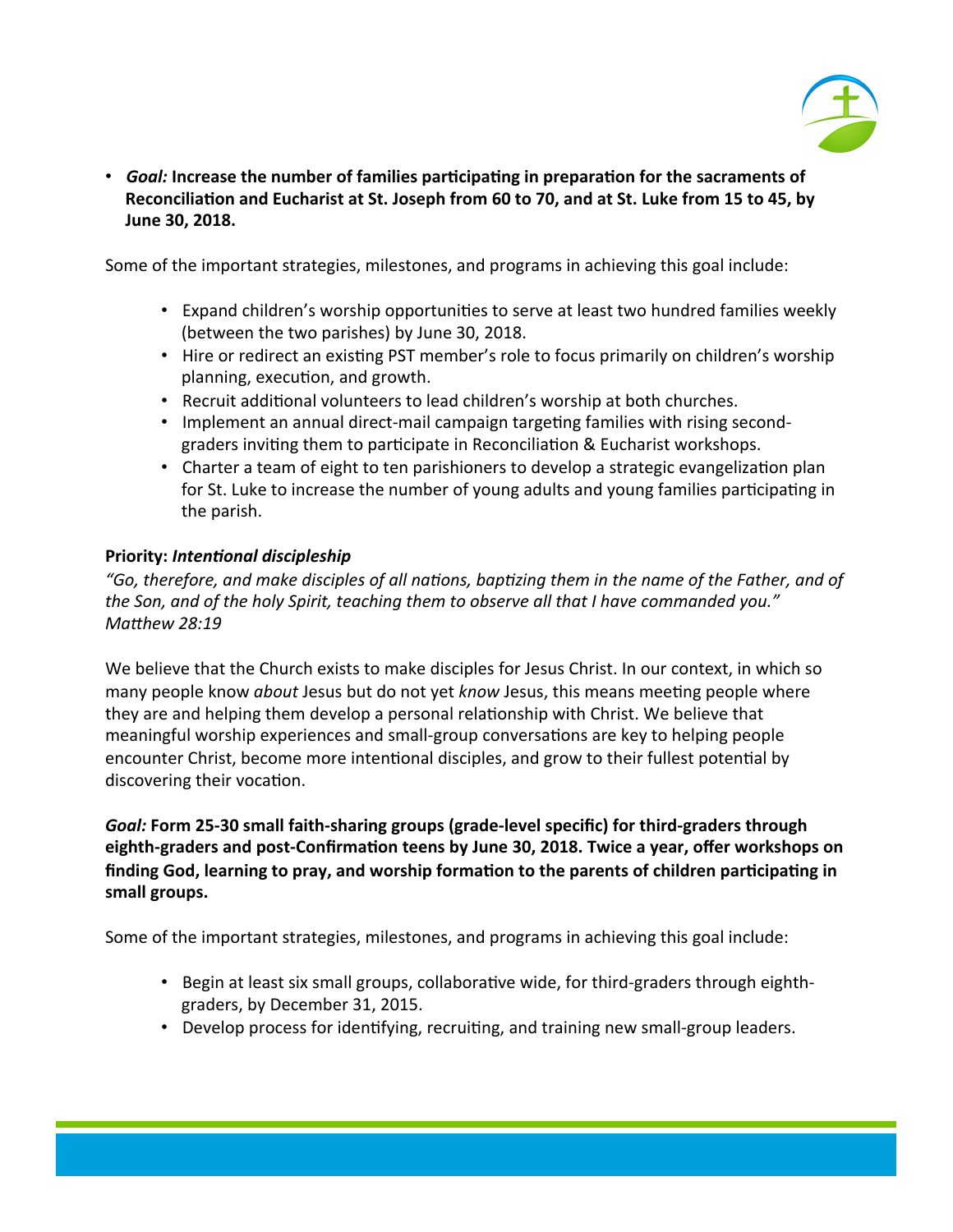- ***Goal:*** **Increase the number of families participating in preparation for the sacraments of Reconciliation and Eucharist at St. Joseph from 60 to 70, and at St. Luke from 15 to 45, by June 30, 2018.**

Some of the important strategies, milestones, and programs in achieving this goal include:

- Expand children's worship opportunities to serve at least two hundred families weekly (between the two parishes) by June 30, 2018.
- Hire or redirect an existing PST member's role to focus primarily on children's worship planning, execution, and growth.
- Recruit additional volunteers to lead children's worship at both churches.
- Implement an annual direct-mail campaign targeting families with rising second-graders inviting them to participate in Reconciliation & Eucharist workshops.
- Charter a team of eight to ten parishioners to develop a strategic evangelization plan for St. Luke to increase the number of young adults and young families participating in the parish.

**Priority: *Intentional discipleship***

*"Go, therefore, and make disciples of all nations, baptizing them in the name of the Father, and of the Son, and of the holy Spirit, teaching them to observe all that I have commanded you." Matthew 28:19*

We believe that the Church exists to make disciples for Jesus Christ. In our context, in which so many people know *about* Jesus but do not yet *know* Jesus, this means meeting people where they are and helping them develop a personal relationship with Christ. We believe that meaningful worship experiences and small-group conversations are key to helping people encounter Christ, become more intentional disciples, and grow to their fullest potential by discovering their vocation.

***Goal:*** **Form 25-30 small faith-sharing groups (grade-level specific) for third-graders through eighth-graders and post-Confirmation teens by June 30, 2018. Twice a year, offer workshops on finding God, learning to pray, and worship formation to the parents of children participating in small groups.**

Some of the important strategies, milestones, and programs in achieving this goal include:

- Begin at least six small groups, collaborative wide, for third-graders through eighth-graders, by December 31, 2015.
- Develop process for identifying, recruiting, and training new small-group leaders.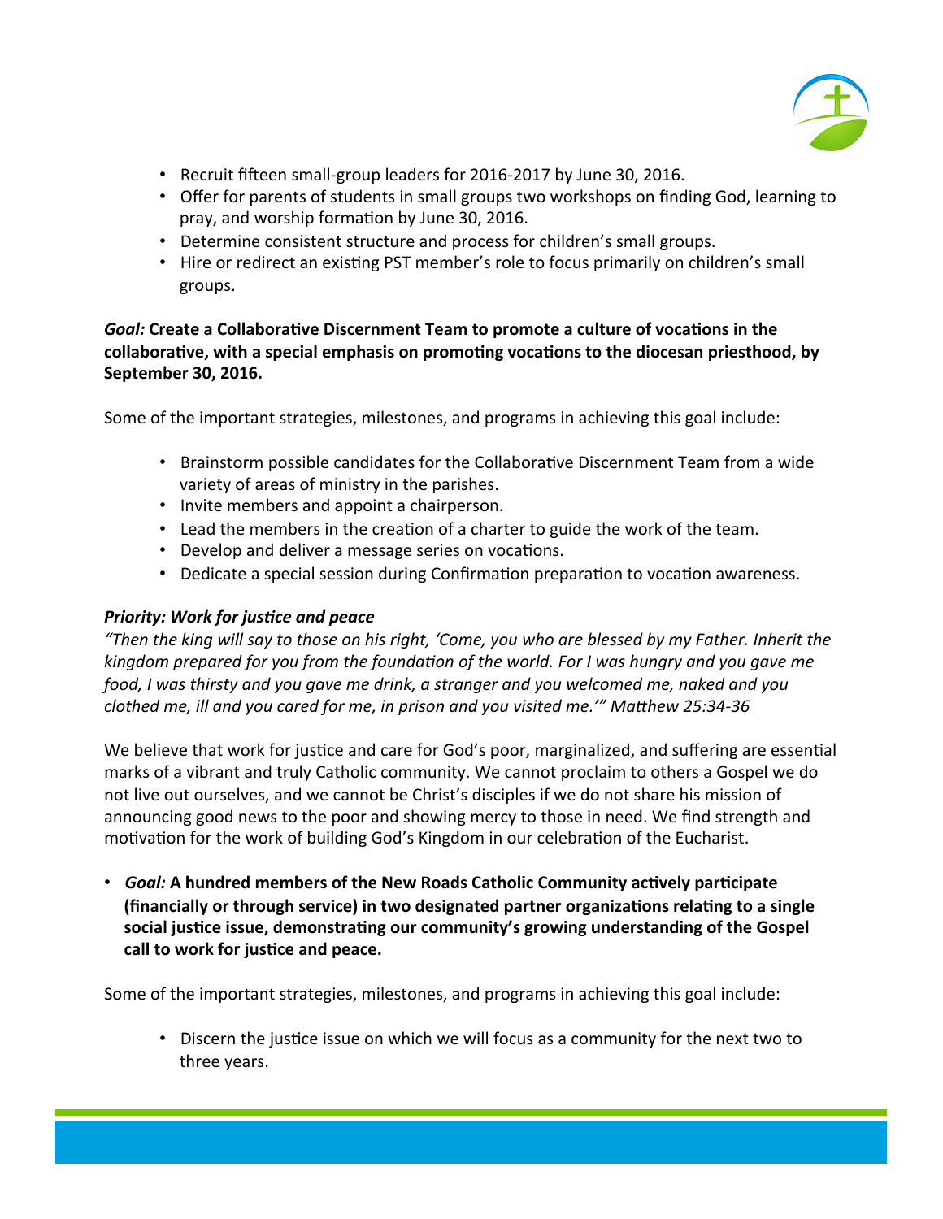- Recruit fifteen small-group leaders for 2016-2017 by June 30, 2016.
- Offer for parents of students in small groups two workshops on finding God, learning to pray, and worship formation by June 30, 2016.
- Determine consistent structure and process for children's small groups.
- Hire or redirect an existing PST member's role to focus primarily on children's small groups.

***Goal:*** **Create a Collaborative Discernment Team to promote a culture of vocations in the collaborative, with a special emphasis on promoting vocations to the diocesan priesthood, by September 30, 2016.**

Some of the important strategies, milestones, and programs in achieving this goal include:

- Brainstorm possible candidates for the Collaborative Discernment Team from a wide variety of areas of ministry in the parishes.
- Invite members and appoint a chairperson.
- Lead the members in the creation of a charter to guide the work of the team.
- Develop and deliver a message series on vocations.
- Dedicate a special session during Confirmation preparation to vocation awareness.

***Priority: Work for justice and peace***

*"Then the king will say to those on his right, 'Come, you who are blessed by my Father. Inherit the kingdom prepared for you from the foundation of the world. For I was hungry and you gave me food, I was thirsty and you gave me drink, a stranger and you welcomed me, naked and you clothed me, ill and you cared for me, in prison and you visited me.'" Matthew 25:34-36*

We believe that work for justice and care for God's poor, marginalized, and suffering are essential marks of a vibrant and truly Catholic community. We cannot proclaim to others a Gospel we do not live out ourselves, and we cannot be Christ's disciples if we do not share his mission of announcing good news to the poor and showing mercy to those in need. We find strength and motivation for the work of building God's Kingdom in our celebration of the Eucharist.

- ***Goal:*** **A hundred members of the New Roads Catholic Community actively participate (financially or through service) in two designated partner organizations relating to a single social justice issue, demonstrating our community's growing understanding of the Gospel call to work for justice and peace.**

Some of the important strategies, milestones, and programs in achieving this goal include:

- Discern the justice issue on which we will focus as a community for the next two to three years.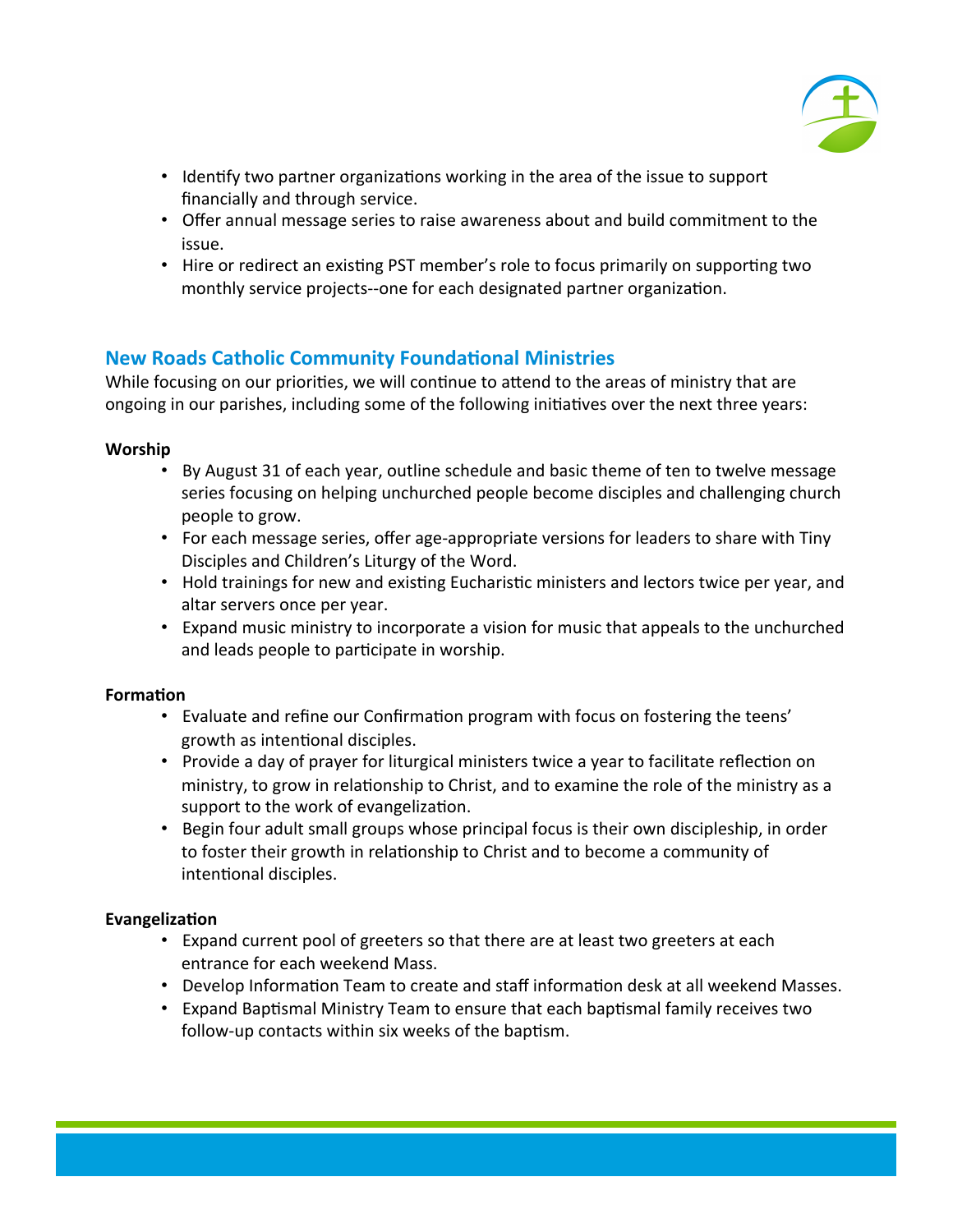- Identify two partner organizations working in the area of the issue to support financially and through service.
- Offer annual message series to raise awareness about and build commitment to the issue.
- Hire or redirect an existing PST member's role to focus primarily on supporting two monthly service projects--one for each designated partner organization.

## New Roads Catholic Community Foundational Ministries

While focusing on our priorities, we will continue to attend to the areas of ministry that are ongoing in our parishes, including some of the following initiatives over the next three years:

**Worship**

- By August 31 of each year, outline schedule and basic theme of ten to twelve message series focusing on helping unchurched people become disciples and challenging church people to grow.
- For each message series, offer age-appropriate versions for leaders to share with Tiny Disciples and Children's Liturgy of the Word.
- Hold trainings for new and existing Eucharistic ministers and lectors twice per year, and altar servers once per year.
- Expand music ministry to incorporate a vision for music that appeals to the unchurched and leads people to participate in worship.

**Formation**

- Evaluate and refine our Confirmation program with focus on fostering the teens' growth as intentional disciples.
- Provide a day of prayer for liturgical ministers twice a year to facilitate reflection on ministry, to grow in relationship to Christ, and to examine the role of the ministry as a support to the work of evangelization.
- Begin four adult small groups whose principal focus is their own discipleship, in order to foster their growth in relationship to Christ and to become a community of intentional disciples.

**Evangelization**

- Expand current pool of greeters so that there are at least two greeters at each entrance for each weekend Mass.
- Develop Information Team to create and staff information desk at all weekend Masses.
- Expand Baptismal Ministry Team to ensure that each baptismal family receives two follow-up contacts within six weeks of the baptism.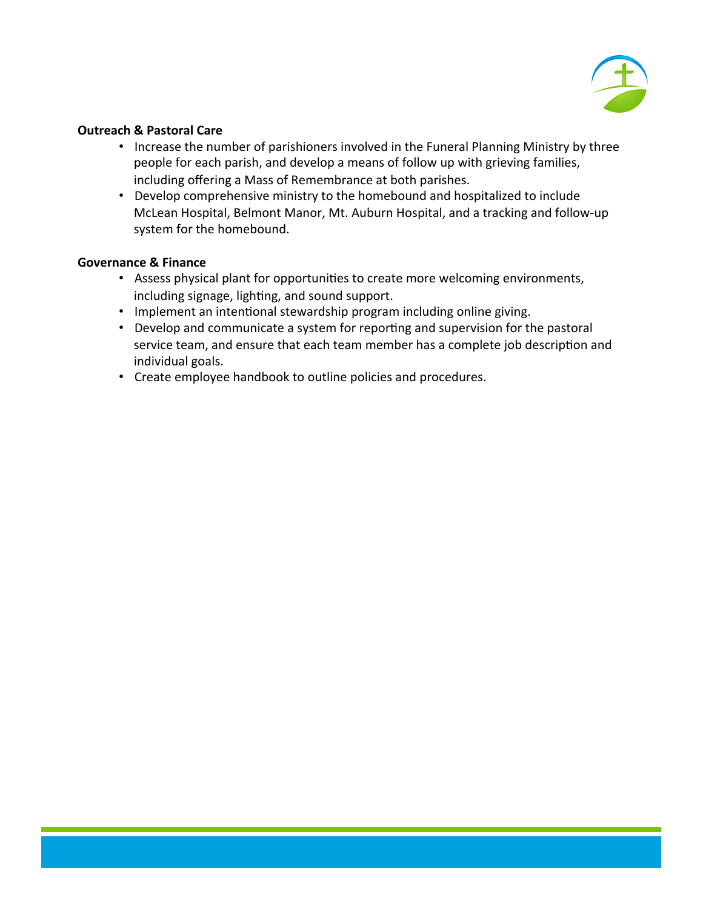**Outreach & Pastoral Care**

- Increase the number of parishioners involved in the Funeral Planning Ministry by three people for each parish, and develop a means of follow up with grieving families, including offering a Mass of Remembrance at both parishes.
- Develop comprehensive ministry to the homebound and hospitalized to include McLean Hospital, Belmont Manor, Mt. Auburn Hospital, and a tracking and follow-up system for the homebound.

**Governance & Finance**

- Assess physical plant for opportunities to create more welcoming environments, including signage, lighting, and sound support.
- Implement an intentional stewardship program including online giving.
- Develop and communicate a system for reporting and supervision for the pastoral service team, and ensure that each team member has a complete job description and individual goals.
- Create employee handbook to outline policies and procedures.